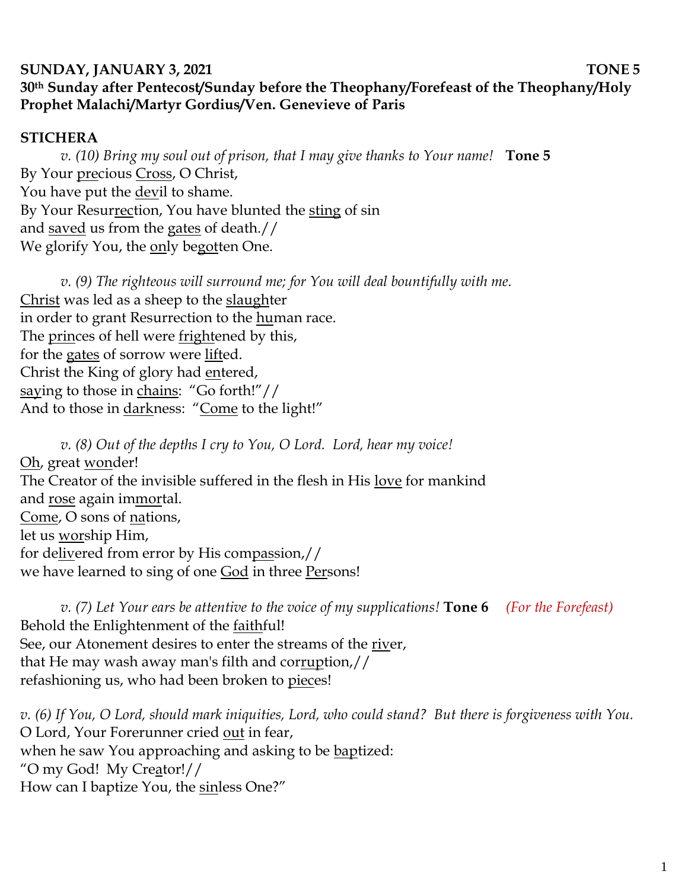**SUNDAY, JANUARY 3, 2021 TONE 5**

**30th Sunday after Pentecost/Sunday before the Theophany/Forefeast of the Theophany/Holy Prophet Malachi/Martyr Gordius/Ven. Genevieve of Paris**

**STICHERA**

*v. (10) Bring my soul out of prison, that I may give thanks to Your name!* **Tone 5**

By Your <u>pre</u>cious <u>Cross</u>, O Christ,
You have put the <u>dev</u>il to shame.
By Your Resur<u>rec</u>tion, You have blunted the <u>sting</u> of sin
and <u>saved</u> us from the <u>gates</u> of death.//
We glorify You, the <u>on</u>ly be<u>got</u>ten One.

*v. (9) The righteous will surround me; for You will deal bountifully with me.*

<u>Christ</u> was led as a sheep to the <u>slaugh</u>ter
in order to grant Resurrection to the <u>hu</u>man race.
The <u>prin</u>ces of hell were <u>fright</u>ened by this,
for the <u>gates</u> of sorrow were <u>lift</u>ed.
Christ the King of glory had <u>en</u>tered,
<u>say</u>ing to those in <u>chains</u>: "Go forth!"//
And to those in <u>dark</u>ness: "<u>Come</u> to the light!"

*v. (8) Out of the depths I cry to You, O Lord. Lord, hear my voice!*

<u>Oh</u>, great <u>won</u>der!
The Creator of the invisible suffered in the flesh in His <u>love</u> for mankind
and <u>rose</u> again im<u>mor</u>tal.
<u>Come</u>, O sons of <u>na</u>tions,
let us <u>wor</u>ship Him,
for de<u>liv</u>ered from error by His com<u>pas</u>sion,//
we have learned to sing of one <u>God</u> in three <u>Per</u>sons!

*v. (7) Let Your ears be attentive to the voice of my supplications!* **Tone 6** *(For the Forefeast)*

Behold the Enlightenment of the <u>faith</u>ful!
See, our Atonement desires to enter the streams of the <u>riv</u>er,
that He may wash away man's filth and cor<u>rup</u>tion,//
refashioning us, who had been broken to <u>piec</u>es!

*v. (6) If You, O Lord, should mark iniquities, Lord, who could stand? But there is forgiveness with You.*

O Lord, Your Forerunner cried <u>out</u> in fear,
when he saw You approaching and asking to be <u>bap</u>tized:
"O my God! My Cre<u>a</u>tor!//
How can I baptize You, the <u>sin</u>less One?"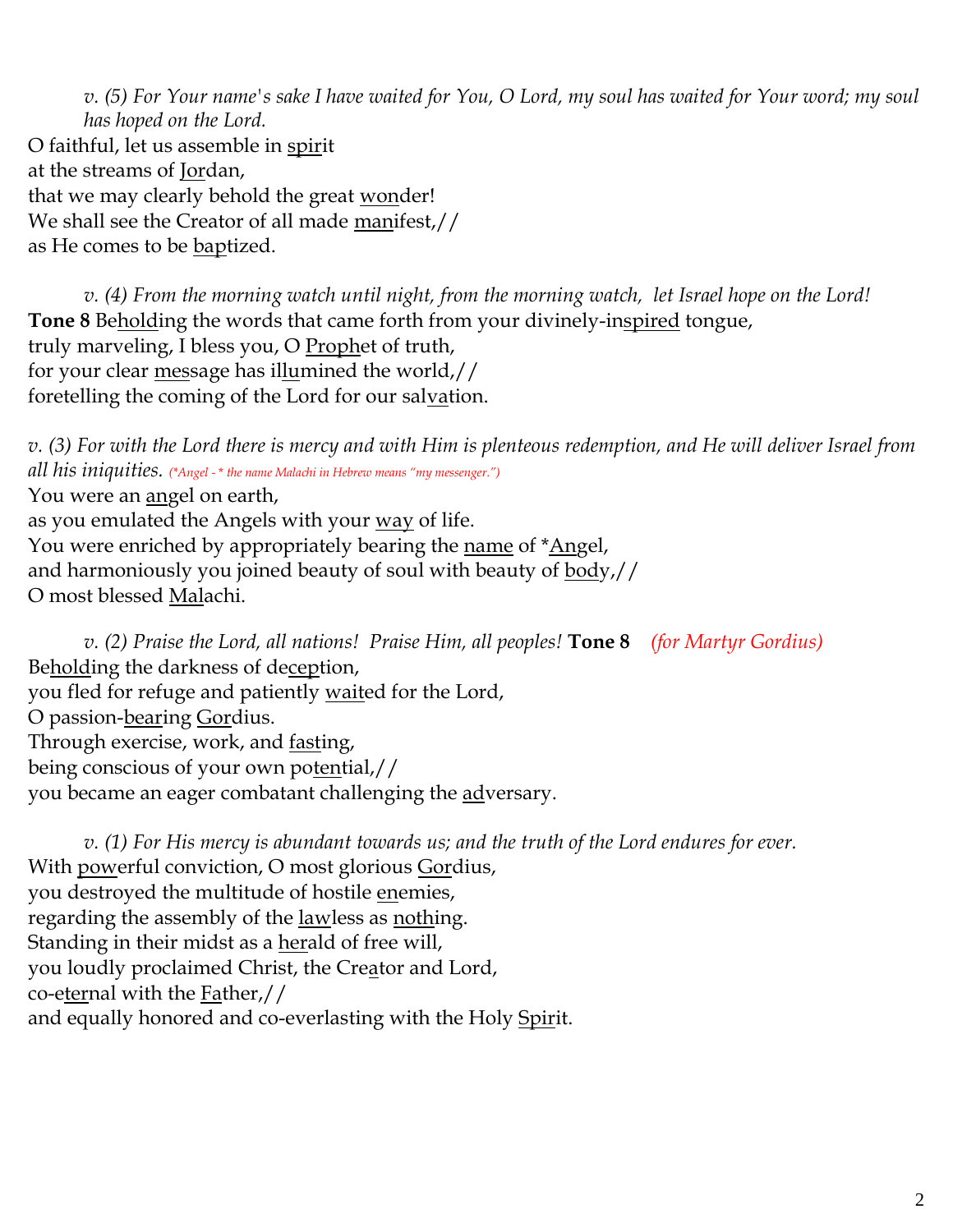*v. (5) For Your name's sake I have waited for You, O Lord, my soul has waited for Your word; my soul has hoped on the Lord.*

O faithful, let us assemble in <u>spir</u>it
at the streams of <u>Jor</u>dan,
that we may clearly behold the great <u>won</u>der!
We shall see the Creator of all made <u>mani</u>fest,//
as He comes to be <u>bap</u>tized.

*v. (4) From the morning watch until night, from the morning watch, let Israel hope on the Lord!*

**Tone 8** Be<u>hold</u>ing the words that came forth from your divinely-in<u>spired</u> tongue,
truly marveling, I bless you, O <u>Proph</u>et of truth,
for your clear <u>mes</u>sage has il<u>lu</u>mined the world,//
foretelling the coming of the Lord for our sal<u>va</u>tion.

*v. (3) For with the Lord there is mercy and with Him is plenteous redemption, and He will deliver Israel from all his iniquities.* *(*Angel - * the name Malachi in Hebrew means "my messenger.")*

You were an <u>an</u>gel on earth,
as you emulated the Angels with your <u>way</u> of life.
You were enriched by appropriately bearing the <u>name</u> of *<u>An</u>gel,
and harmoniously you joined beauty of soul with beauty of <u>bod</u>y,//
O most blessed <u>Mal</u>achi.

*v. (2) Praise the Lord, all nations! Praise Him, all peoples!* **Tone 8** *(for Martyr Gordius)*

Be<u>hold</u>ing the darkness of de<u>cep</u>tion,
you fled for refuge and patiently <u>wait</u>ed for the Lord,
O passion-<u>bear</u>ing <u>Gor</u>dius.
Through exercise, work, and <u>fast</u>ing,
being conscious of your own po<u>ten</u>tial,//
you became an eager combatant challenging the <u>ad</u>versary.

*v. (1) For His mercy is abundant towards us; and the truth of the Lord endures for ever.*

With <u>pow</u>erful conviction, O most glorious <u>Gor</u>dius,
you destroyed the multitude of hostile <u>en</u>emies,
regarding the assembly of the <u>law</u>less as <u>noth</u>ing.
Standing in their midst as a <u>her</u>ald of free will,
you loudly proclaimed Christ, the Cre<u>a</u>tor and Lord,
co-e<u>ter</u>nal with the <u>Fa</u>ther,//
and equally honored and co-everlasting with the Holy <u>Spir</u>it.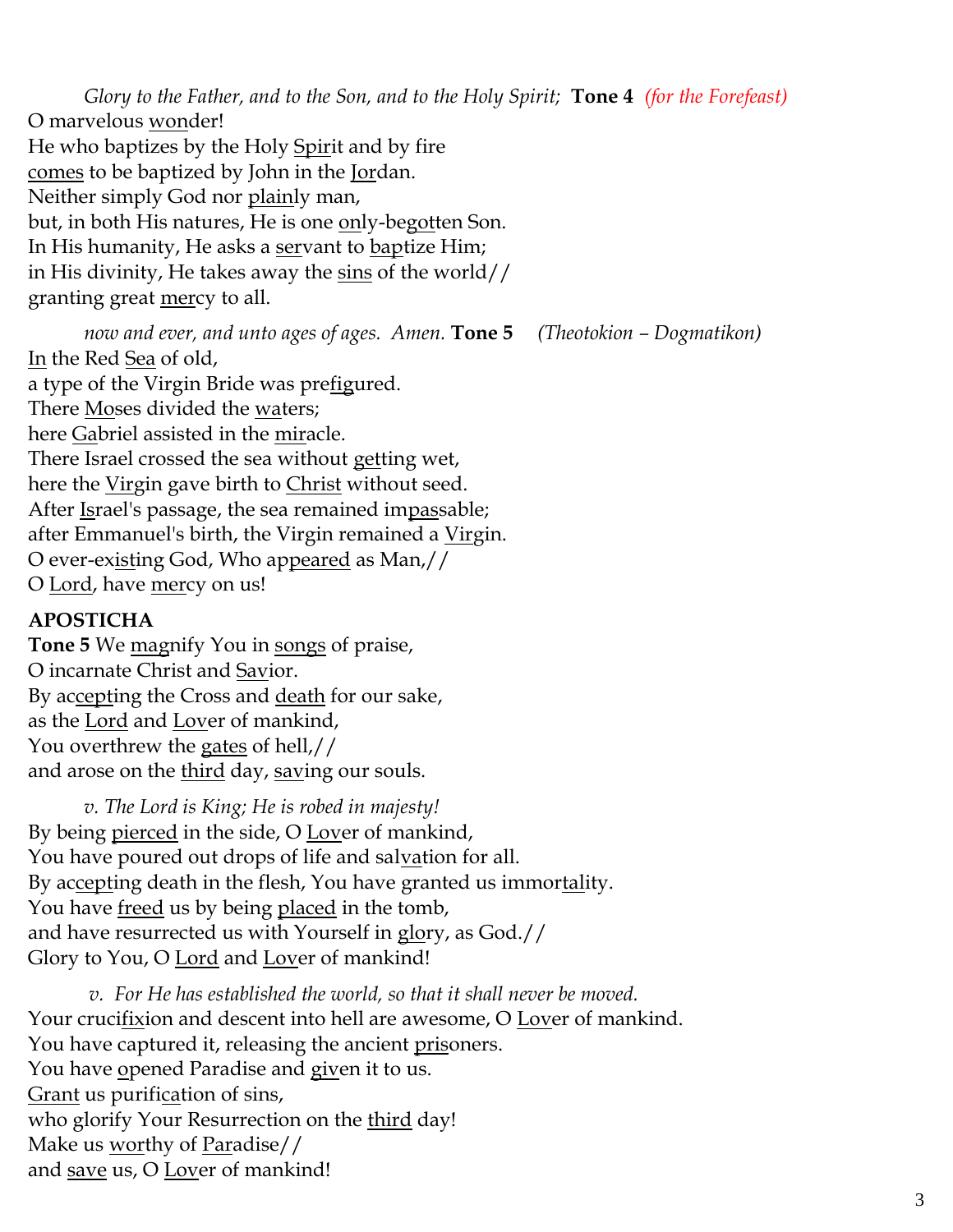*Glory to the Father, and to the Son, and to the Holy Spirit;* **Tone 4** *(for the Forefeast)*
O marvelous wonder!
He who baptizes by the Holy Spirit and by fire
comes to be baptized by John in the Jordan.
Neither simply God nor plainly man,
but, in both His natures, He is one only-begotten Son.
In His humanity, He asks a servant to baptize Him;
in His divinity, He takes away the sins of the world//
granting great mercy to all.

*now and ever, and unto ages of ages. Amen.* **Tone 5** *(Theotokion – Dogmatikon)*
In the Red Sea of old,
a type of the Virgin Bride was prefigured.
There Moses divided the waters;
here Gabriel assisted in the miracle.
There Israel crossed the sea without getting wet,
here the Virgin gave birth to Christ without seed.
After Israel's passage, the sea remained impassable;
after Emmanuel's birth, the Virgin remained a Virgin.
O ever-existing God, Who appeared as Man,//
O Lord, have mercy on us!

**APOSTICHA**

**Tone 5** We magnify You in songs of praise,
O incarnate Christ and Savior.
By accepting the Cross and death for our sake,
as the Lord and Lover of mankind,
You overthrew the gates of hell,//
and arose on the third day, saving our souls.

*v. The Lord is King; He is robed in majesty!*
By being pierced in the side, O Lover of mankind,
You have poured out drops of life and salvation for all.
By accepting death in the flesh, You have granted us immortality.
You have freed us by being placed in the tomb,
and have resurrected us with Yourself in glory, as God.//
Glory to You, O Lord and Lover of mankind!

*v. For He has established the world, so that it shall never be moved.*
Your crucifixion and descent into hell are awesome, O Lover of mankind.
You have captured it, releasing the ancient prisoners.
You have opened Paradise and given it to us.
Grant us purification of sins,
who glorify Your Resurrection on the third day!
Make us worthy of Paradise//
and save us, O Lover of mankind!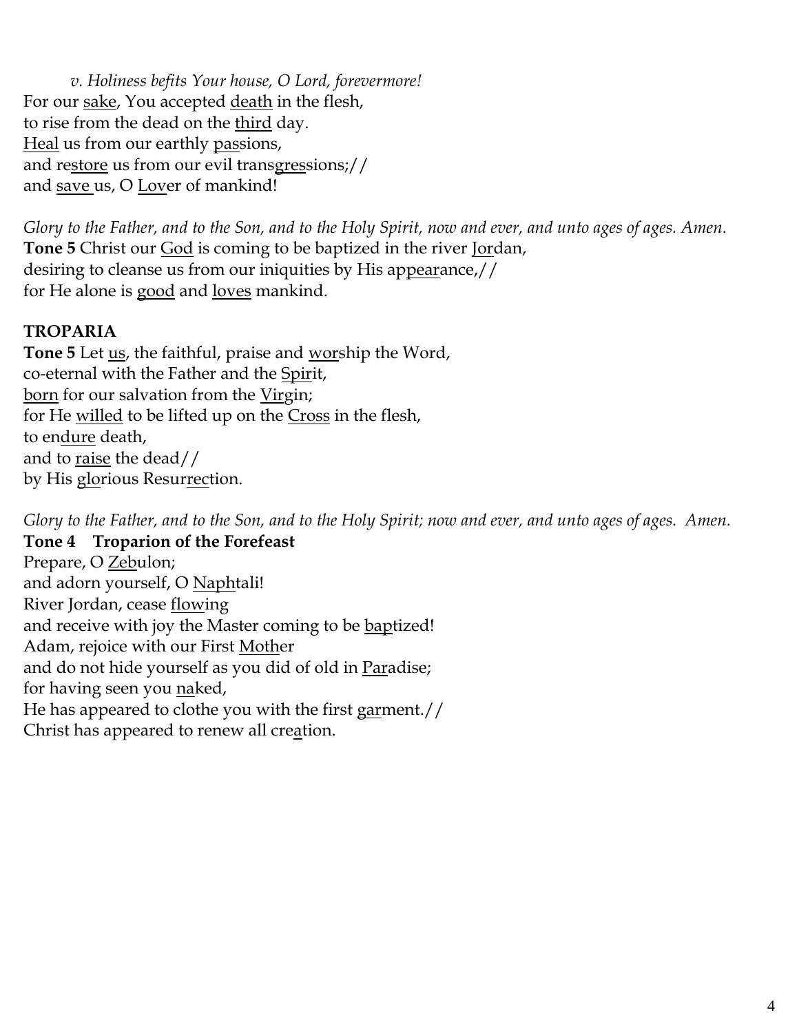*v. Holiness befits Your house, O Lord, forevermore!*
For our <u>sake</u>, You accepted <u>death</u> in the flesh,
to rise from the dead on the <u>third</u> day.
<u>Heal</u> us from our earthly <u>pas</u>sions,
and re<u>store</u> us from our evil trans<u>gres</u>sions;//
and <u>save</u> us, O <u>Lov</u>er of mankind!

*Glory to the Father, and to the Son, and to the Holy Spirit, now and ever, and unto ages of ages. Amen.*
**Tone 5** Christ our <u>God</u> is coming to be baptized in the river <u>Jor</u>dan,
desiring to cleanse us from our iniquities by His ap<u>pear</u>ance,//
for He alone is <u>good</u> and <u>loves</u> mankind.

**TROPARIA**
**Tone 5** Let <u>us</u>, the faithful, praise and <u>wor</u>ship the Word,
co-eternal with the Father and the <u>Spir</u>it,
<u>born</u> for our salvation from the <u>Vir</u>gin;
for He <u>willed</u> to be lifted up on the <u>Cross</u> in the flesh,
to en<u>dure</u> death,
and to <u>raise</u> the dead//
by His <u>glo</u>rious Resur<u>rec</u>tion.

*Glory to the Father, and to the Son, and to the Holy Spirit; now and ever, and unto ages of ages. Amen.*
**Tone 4 Troparion of the Forefeast**
Prepare, O <u>Zeb</u>ulon;
and adorn yourself, O <u>Naph</u>tali!
River Jordan, cease <u>flow</u>ing
and receive with joy the Master coming to be <u>bap</u>tized!
Adam, rejoice with our First <u>Moth</u>er
and do not hide yourself as you did of old in <u>Par</u>adise;
for having seen you <u>na</u>ked,
He has appeared to clothe you with the first <u>gar</u>ment.//
Christ has appeared to renew all cre<u>a</u>tion.